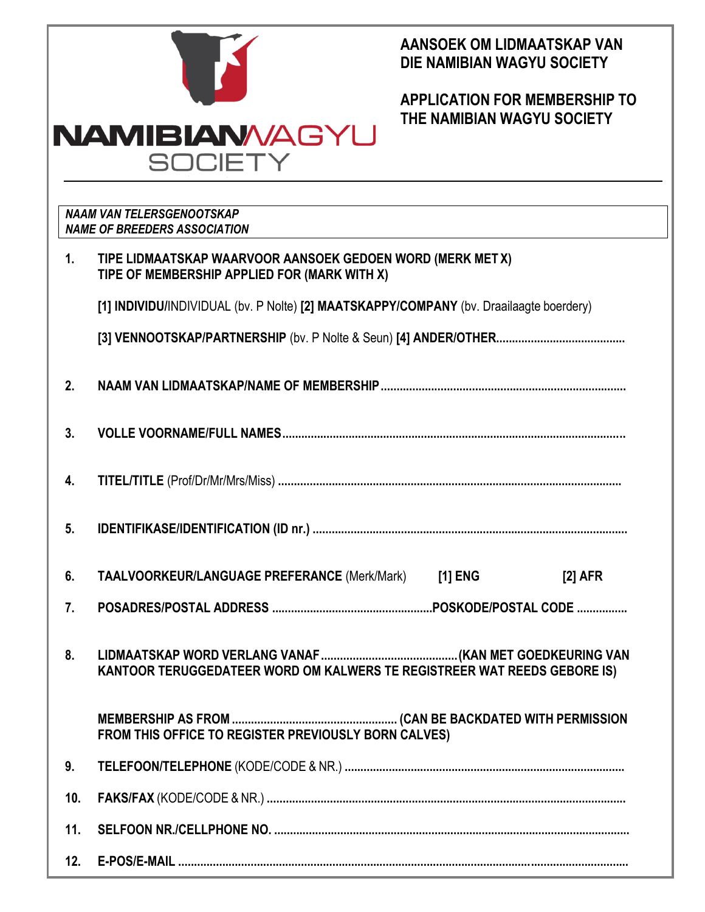NAMIBIANWAGYU SOCIETY

# AANSOEK OM LIDMAATSKAP VAN DIE NAMIBIAN WAGYU SOCIETY

# APPLICATION FOR MEMBERSHIP TO THE NAMIBIAN WAGYU SOCIETY

***NAAM VAN TELERSGENOOTSKAP***
***NAME OF BREEDERS ASSOCIATION***

**1. TIPE LIDMAATSKAP WAARVOOR AANSOEK GEDOEN WORD (MERK MET X)**
**TIPE OF MEMBERSHIP APPLIED FOR (MARK WITH X)**

**[1] INDIVIDU/**INDIVIDUAL (bv. P Nolte) **[2] MAATSKAPPY/COMPANY** (bv. Draailaagte boerdery)

**[3] VENNOOTSKAP/PARTNERSHIP** (bv. P Nolte & Seun) **[4] ANDER/OTHER**........................................

**2. NAAM VAN LIDMAATSKAP/NAME OF MEMBERSHIP**............................................................................

**3. VOLLE VOORNAME/FULL NAMES**..........................................................................................

**4. TITEL/TITLE** (Prof/Dr/Mr/Mrs/Miss) ............................................................................................

**5. IDENTIFIKASE/IDENTIFICATION (ID nr.)** ..................................................................................

**6. TAALVOORKEUR/LANGUAGE PREFERANCE** (Merk/Mark) **[1] ENG** **[2] AFR**

**7. POSADRES/POSTAL ADDRESS** ..................................................**POSKODE/POSTAL CODE** ................

**8. LIDMAATSKAP WORD VERLANG VANAF**..........................................**(KAN MET GOEDKEURING VAN KANTOOR TERUGGEDATEER WORD OM KALWERS TE REGISTREER WAT REEDS GEBORE IS)**

**MEMBERSHIP AS FROM**.................................................. **(CAN BE BACKDATED WITH PERMISSION FROM THIS OFFICE TO REGISTER PREVIOUSLY BORN CALVES)**

**9. TELEFOON/TELEPHONE** (KODE/CODE & NR.) ........................................................................

**10. FAKS/FAX** (KODE/CODE & NR.) ................................................................................................

**11. SELFOON NR./CELLPHONE NO.** ...............................................................................................

**12. E-POS/E-MAIL** ............................................................................................................................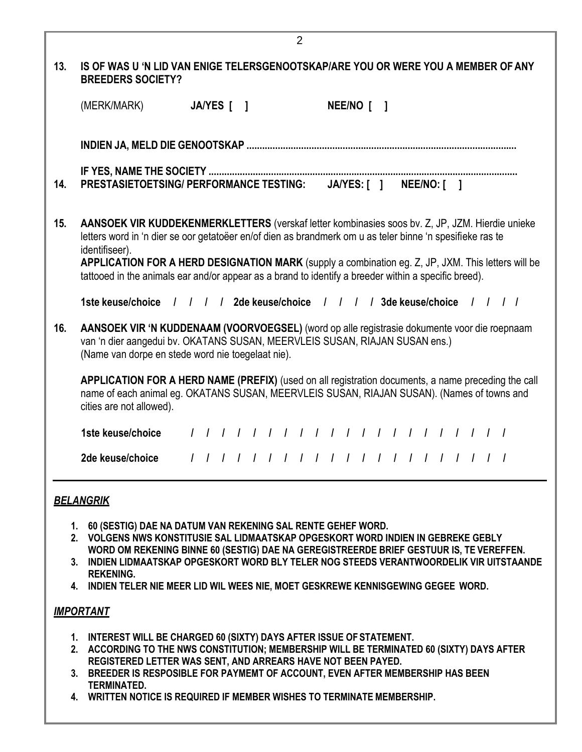**13. IS OF WAS U 'N LID VAN ENIGE TELERSGENOOTSKAP/ARE YOU OR WERE YOU A MEMBER OF ANY BREEDERS SOCIETY?**

(MERK/MARK) **JA/YES [ ]** **NEE/NO [ ]**

**INDIEN JA, MELD DIE GENOOTSKAP ......................................................................................................**

**IF YES, NAME THE SOCIETY ......................................................................................................................**

**14. PRESTASIETOETSING/ PERFORMANCE TESTING: JA/YES: [ ] NEE/NO: [ ]**

**15. AANSOEK VIR KUDDEKENMERKLETTERS** (verskaf letter kombinasies soos bv. Z, JP, JZM. Hierdie unieke letters word in 'n dier se oor getatoëer en/of dien as brandmerk om u as teler binne 'n spesifieke ras te identifiseer).
**APPLICATION FOR A HERD DESIGNATION MARK** (supply a combination eg. Z, JP, JXM. This letters will be tattooed in the animals ear and/or appear as a brand to identify a breeder within a specific breed).

**1ste keuse/choice / / / / 2de keuse/choice / / / / 3de keuse/choice / / / /**

**16. AANSOEK VIR 'N KUDDENAAM (VOORVOEGSEL)** (word op alle registrasie dokumente voor die roepnaam van 'n dier aangedui bv. OKATANS SUSAN, MEERVLEIS SUSAN, RIAJAN SUSAN ens.)
(Name van dorpe en stede word nie toegelaat nie).

**APPLICATION FOR A HERD NAME (PREFIX)** (used on all registration documents, a name preceding the call name of each animal eg. OKATANS SUSAN, MEERVLEIS SUSAN, RIAJAN SUSAN). (Names of towns and cities are not allowed).

**1ste keuse/choice / / / / / / / / / / / / / / / / / / / / / /**

**2de keuse/choice / / / / / / / / / / / / / / / / / / / / / /**

---

***BELANGRIK***

1. **60 (SESTIG) DAE NA DATUM VAN REKENING SAL RENTE GEHEF WORD.**
2. **VOLGENS NWS KONSTITUSIE SAL LIDMAATSKAP OPGESKORT WORD INDIEN IN GEBREKE GEBLY WORD OM REKENING BINNE 60 (SESTIG) DAE NA GEREGISTREERDE BRIEF GESTUUR IS, TE VEREFFEN.**
3. **INDIEN LIDMAATSKAP OPGESKORT WORD BLY TELER NOG STEEDS VERANTWOORDELIK VIR UITSTAANDE REKENING.**
4. **INDIEN TELER NIE MEER LID WIL WEES NIE, MOET GESKREWE KENNISGEWING GEGEE WORD.**

***IMPORTANT***

1. **INTEREST WILL BE CHARGED 60 (SIXTY) DAYS AFTER ISSUE OF STATEMENT.**
2. **ACCORDING TO THE NWS CONSTITUTION; MEMBERSHIP WILL BE TERMINATED 60 (SIXTY) DAYS AFTER REGISTERED LETTER WAS SENT, AND ARREARS HAVE NOT BEEN PAYED.**
3. **BREEDER IS RESPOSIBLE FOR PAYMEMT OF ACCOUNT, EVEN AFTER MEMBERSHIP HAS BEEN TERMINATED.**
4. **WRITTEN NOTICE IS REQUIRED IF MEMBER WISHES TO TERMINATE MEMBERSHIP.**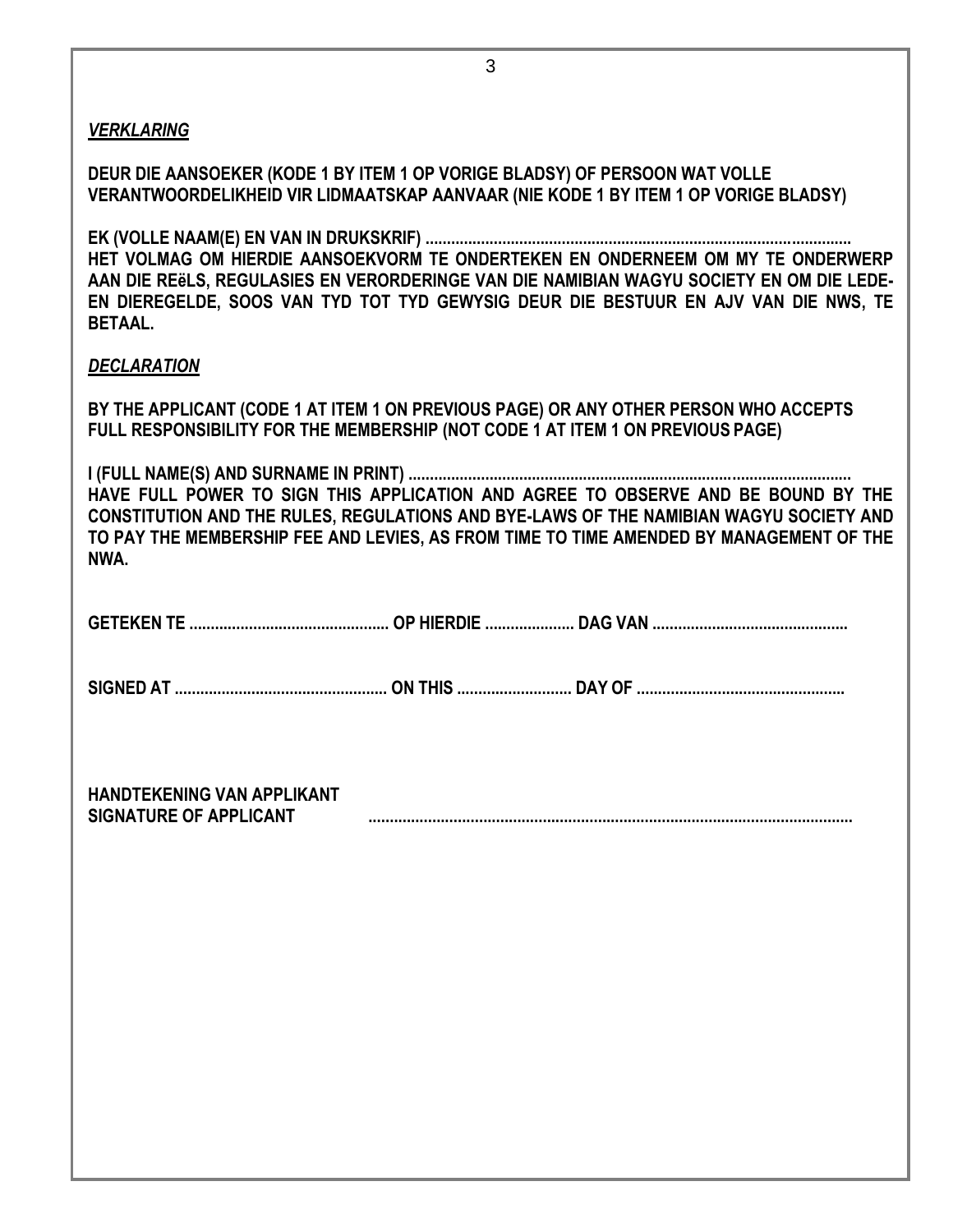***VERKLARING***

**DEUR DIE AANSOEKER (KODE 1 BY ITEM 1 OP VORIGE BLADSY) OF PERSOON WAT VOLLE VERANTWOORDELIKHEID VIR LIDMAATSKAP AANVAAR (NIE KODE 1 BY ITEM 1 OP VORIGE BLADSY)**

**EK (VOLLE NAAM(E) EN VAN IN DRUKSKRIF) ..................................................................................................**
**HET VOLMAG OM HIERDIE AANSOEKVORM TE ONDERTEKEN EN ONDERNEEM OM MY TE ONDERWERP AAN DIE REëLS, REGULASIES EN VERORDERINGE VAN DIE NAMIBIAN WAGYU SOCIETY EN OM DIE LEDE- EN DIEREGELDE, SOOS VAN TYD TOT TYD GEWYSIG DEUR DIE BESTUUR EN AJV VAN DIE NWS, TE BETAAL.**

***DECLARATION***

**BY THE APPLICANT (CODE 1 AT ITEM 1 ON PREVIOUS PAGE) OR ANY OTHER PERSON WHO ACCEPTS FULL RESPONSIBILITY FOR THE MEMBERSHIP (NOT CODE 1 AT ITEM 1 ON PREVIOUS PAGE)**

**I (FULL NAME(S) AND SURNAME IN PRINT) ......................................................................................................**
**HAVE FULL POWER TO SIGN THIS APPLICATION AND AGREE TO OBSERVE AND BE BOUND BY THE CONSTITUTION AND THE RULES, REGULATIONS AND BYE-LAWS OF THE NAMIBIAN WAGYU SOCIETY AND TO PAY THE MEMBERSHIP FEE AND LEVIES, AS FROM TIME TO TIME AMENDED BY MANAGEMENT OF THE NWA.**

**GETEKEN TE .............................................. OP HIERDIE .................... DAG VAN .............................................**

**SIGNED AT ................................................. ON THIS .......................... DAY OF ................................................**

**HANDTEKENING VAN APPLIKANT**
**SIGNATURE OF APPLICANT ................................................................................................................**